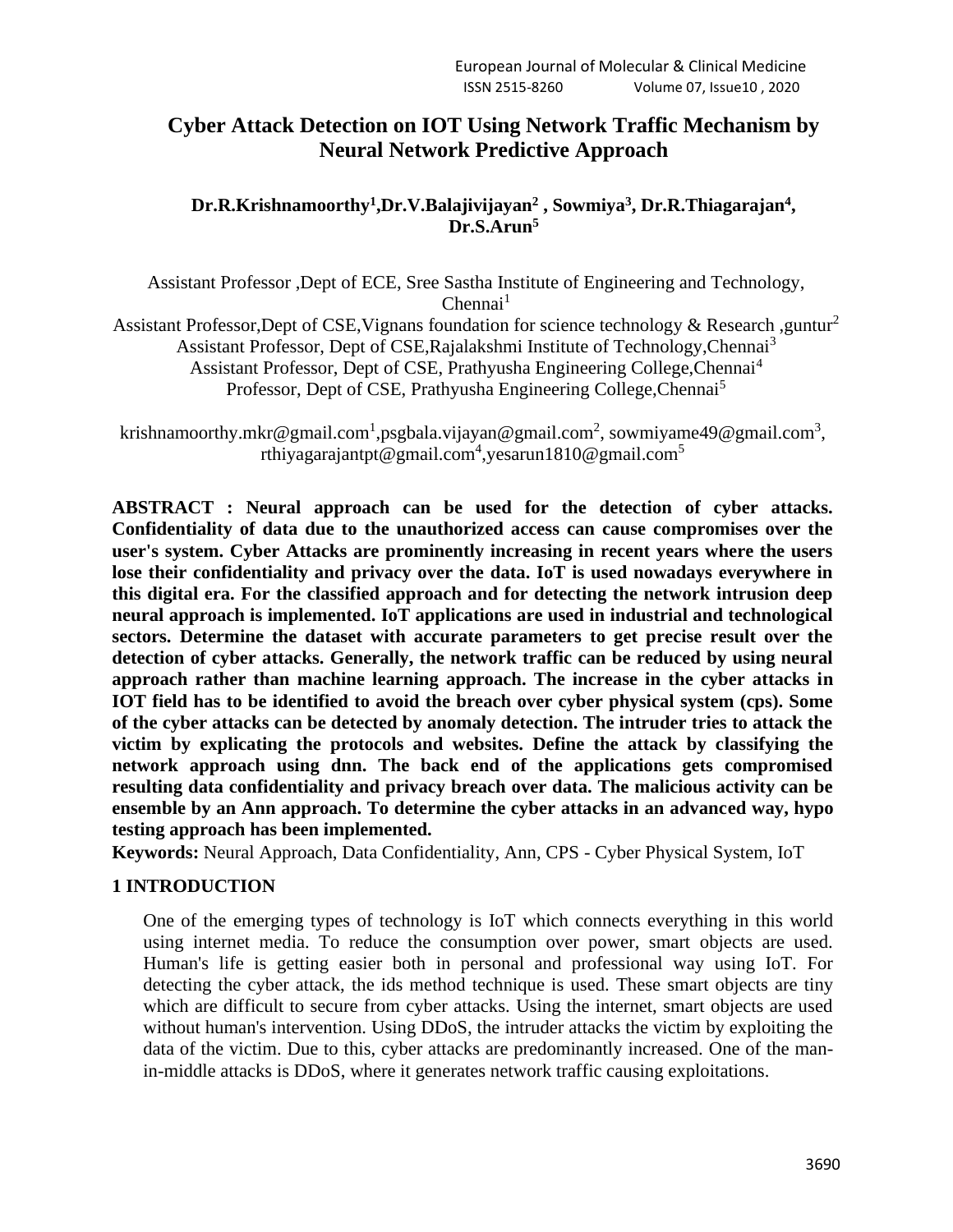# Cyber Attack Detection on IOT Using Network Traffic Mechanism by Neural Network Predictive Approach

**Dr.R.Krishnamoorthy[1],Dr.V.Balajivijayan[2] , Sowmiya[3], Dr.R.Thiagarajan[4], Dr.S.Arun[5]**

Assistant Professor ,Dept of ECE, Sree Sastha Institute of Engineering and Technology, Chennai[1]
Assistant Professor,Dept of CSE,Vignans foundation for science technology & Research ,guntur[2]
Assistant Professor, Dept of CSE,Rajalakshmi Institute of Technology,Chennai[3]
Assistant Professor, Dept of CSE, Prathyusha Engineering College,Chennai[4]
Professor, Dept of CSE, Prathyusha Engineering College,Chennai[5]

krishnamoorthy.mkr@gmail.com[1],psgbala.vijayan@gmail.com[2], sowmiyame49@gmail.com[3], rthiyagarajantpt@gmail.com[4],yesarun1810@gmail.com[5]

**ABSTRACT : Neural approach can be used for the detection of cyber attacks. Confidentiality of data due to the unauthorized access can cause compromises over the user's system. Cyber Attacks are prominently increasing in recent years where the users lose their confidentiality and privacy over the data. IoT is used nowadays everywhere in this digital era. For the classified approach and for detecting the network intrusion deep neural approach is implemented. IoT applications are used in industrial and technological sectors. Determine the dataset with accurate parameters to get precise result over the detection of cyber attacks. Generally, the network traffic can be reduced by using neural approach rather than machine learning approach. The increase in the cyber attacks in IOT field has to be identified to avoid the breach over cyber physical system (cps). Some of the cyber attacks can be detected by anomaly detection. The intruder tries to attack the victim by explicating the protocols and websites. Define the attack by classifying the network approach using dnn. The back end of the applications gets compromised resulting data confidentiality and privacy breach over data. The malicious activity can be ensemble by an Ann approach. To determine the cyber attacks in an advanced way, hypo testing approach has been implemented.**

**Keywords:** Neural Approach, Data Confidentiality, Ann, CPS - Cyber Physical System, IoT

## 1 INTRODUCTION

One of the emerging types of technology is IoT which connects everything in this world using internet media. To reduce the consumption over power, smart objects are used. Human's life is getting easier both in personal and professional way using IoT. For detecting the cyber attack, the ids method technique is used. These smart objects are tiny which are difficult to secure from cyber attacks. Using the internet, smart objects are used without human's intervention. Using DDoS, the intruder attacks the victim by exploiting the data of the victim. Due to this, cyber attacks are predominantly increased. One of the man-in-middle attacks is DDoS, where it generates network traffic causing exploitations.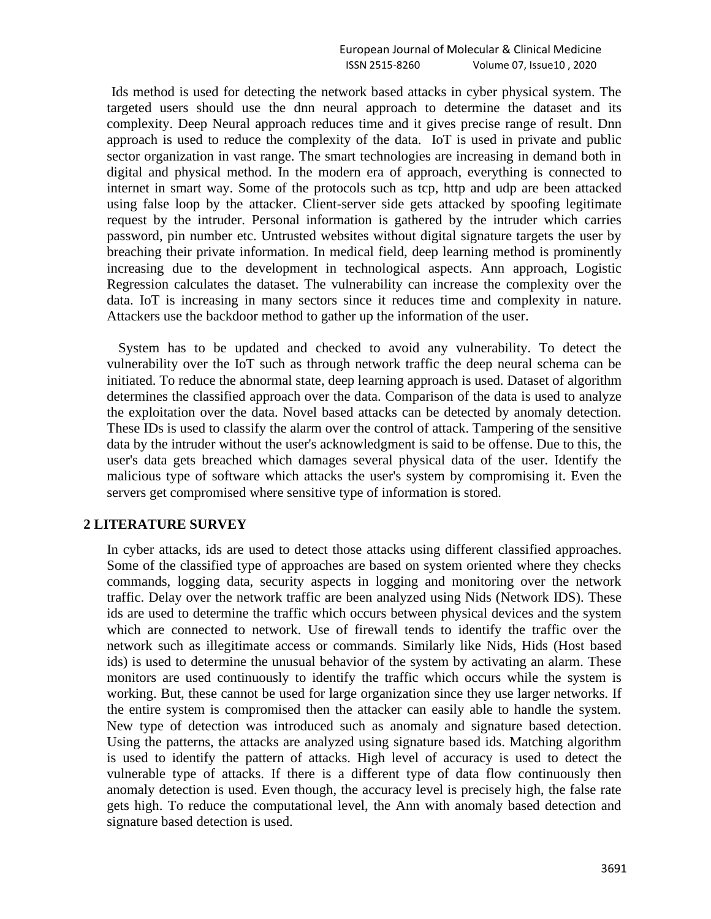Ids method is used for detecting the network based attacks in cyber physical system. The targeted users should use the dnn neural approach to determine the dataset and its complexity. Deep Neural approach reduces time and it gives precise range of result. Dnn approach is used to reduce the complexity of the data. IoT is used in private and public sector organization in vast range. The smart technologies are increasing in demand both in digital and physical method. In the modern era of approach, everything is connected to internet in smart way. Some of the protocols such as tcp, http and udp are been attacked using false loop by the attacker. Client-server side gets attacked by spoofing legitimate request by the intruder. Personal information is gathered by the intruder which carries password, pin number etc. Untrusted websites without digital signature targets the user by breaching their private information. In medical field, deep learning method is prominently increasing due to the development in technological aspects. Ann approach, Logistic Regression calculates the dataset. The vulnerability can increase the complexity over the data. IoT is increasing in many sectors since it reduces time and complexity in nature. Attackers use the backdoor method to gather up the information of the user.

System has to be updated and checked to avoid any vulnerability. To detect the vulnerability over the IoT such as through network traffic the deep neural schema can be initiated. To reduce the abnormal state, deep learning approach is used. Dataset of algorithm determines the classified approach over the data. Comparison of the data is used to analyze the exploitation over the data. Novel based attacks can be detected by anomaly detection. These IDs is used to classify the alarm over the control of attack. Tampering of the sensitive data by the intruder without the user's acknowledgment is said to be offense. Due to this, the user's data gets breached which damages several physical data of the user. Identify the malicious type of software which attacks the user's system by compromising it. Even the servers get compromised where sensitive type of information is stored.

## 2 LITERATURE SURVEY

In cyber attacks, ids are used to detect those attacks using different classified approaches. Some of the classified type of approaches are based on system oriented where they checks commands, logging data, security aspects in logging and monitoring over the network traffic. Delay over the network traffic are been analyzed using Nids (Network IDS). These ids are used to determine the traffic which occurs between physical devices and the system which are connected to network. Use of firewall tends to identify the traffic over the network such as illegitimate access or commands. Similarly like Nids, Hids (Host based ids) is used to determine the unusual behavior of the system by activating an alarm. These monitors are used continuously to identify the traffic which occurs while the system is working. But, these cannot be used for large organization since they use larger networks. If the entire system is compromised then the attacker can easily able to handle the system. New type of detection was introduced such as anomaly and signature based detection. Using the patterns, the attacks are analyzed using signature based ids. Matching algorithm is used to identify the pattern of attacks. High level of accuracy is used to detect the vulnerable type of attacks. If there is a different type of data flow continuously then anomaly detection is used. Even though, the accuracy level is precisely high, the false rate gets high. To reduce the computational level, the Ann with anomaly based detection and signature based detection is used.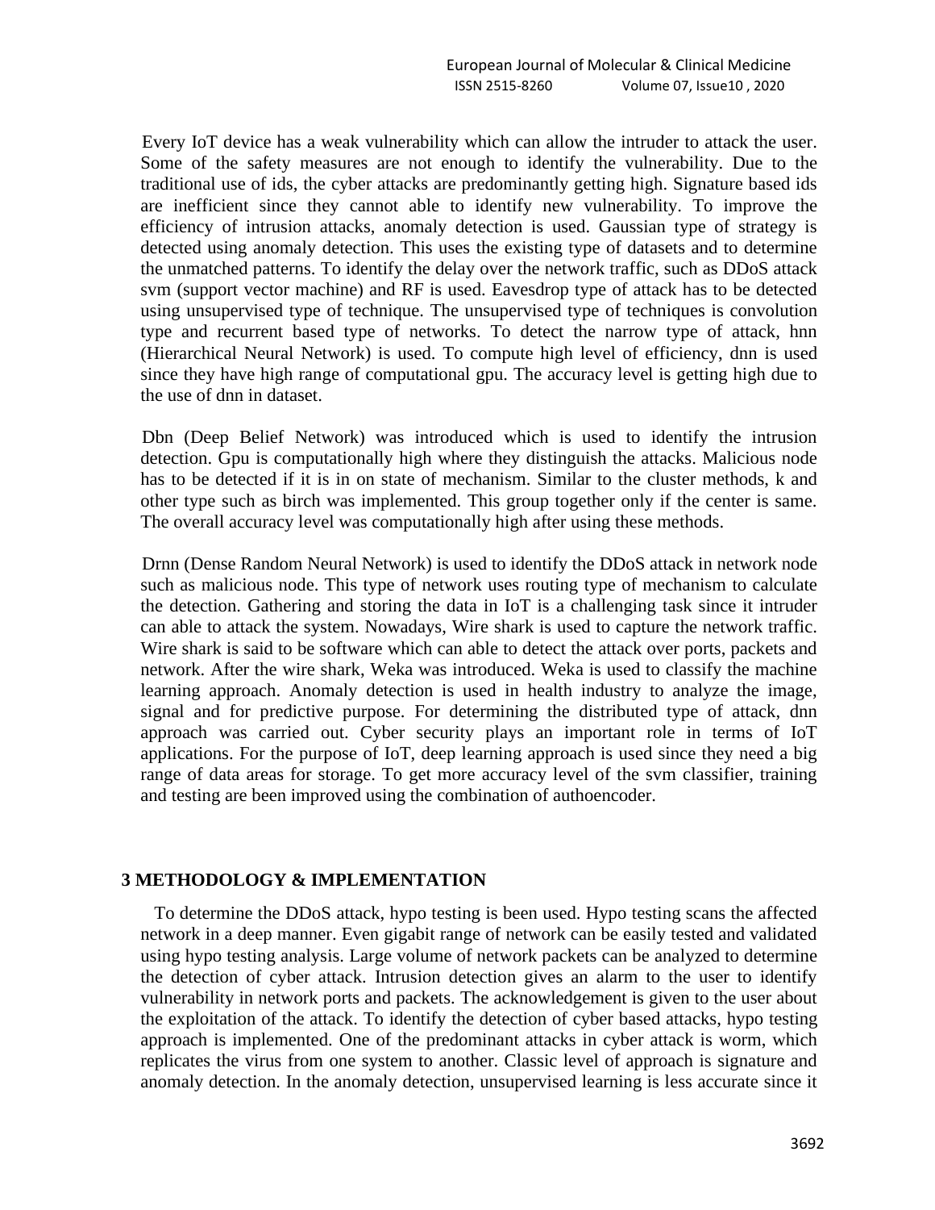Every IoT device has a weak vulnerability which can allow the intruder to attack the user. Some of the safety measures are not enough to identify the vulnerability. Due to the traditional use of ids, the cyber attacks are predominantly getting high. Signature based ids are inefficient since they cannot able to identify new vulnerability. To improve the efficiency of intrusion attacks, anomaly detection is used. Gaussian type of strategy is detected using anomaly detection. This uses the existing type of datasets and to determine the unmatched patterns. To identify the delay over the network traffic, such as DDoS attack svm (support vector machine) and RF is used. Eavesdrop type of attack has to be detected using unsupervised type of technique. The unsupervised type of techniques is convolution type and recurrent based type of networks. To detect the narrow type of attack, hnn (Hierarchical Neural Network) is used. To compute high level of efficiency, dnn is used since they have high range of computational gpu. The accuracy level is getting high due to the use of dnn in dataset.

Dbn (Deep Belief Network) was introduced which is used to identify the intrusion detection. Gpu is computationally high where they distinguish the attacks. Malicious node has to be detected if it is in on state of mechanism. Similar to the cluster methods, k and other type such as birch was implemented. This group together only if the center is same. The overall accuracy level was computationally high after using these methods.

Drnn (Dense Random Neural Network) is used to identify the DDoS attack in network node such as malicious node. This type of network uses routing type of mechanism to calculate the detection. Gathering and storing the data in IoT is a challenging task since it intruder can able to attack the system. Nowadays, Wire shark is used to capture the network traffic. Wire shark is said to be software which can able to detect the attack over ports, packets and network. After the wire shark, Weka was introduced. Weka is used to classify the machine learning approach. Anomaly detection is used in health industry to analyze the image, signal and for predictive purpose. For determining the distributed type of attack, dnn approach was carried out. Cyber security plays an important role in terms of IoT applications. For the purpose of IoT, deep learning approach is used since they need a big range of data areas for storage. To get more accuracy level of the svm classifier, training and testing are been improved using the combination of authoencoder.

## 3 METHODOLOGY & IMPLEMENTATION

To determine the DDoS attack, hypo testing is been used. Hypo testing scans the affected network in a deep manner. Even gigabit range of network can be easily tested and validated using hypo testing analysis. Large volume of network packets can be analyzed to determine the detection of cyber attack. Intrusion detection gives an alarm to the user to identify vulnerability in network ports and packets. The acknowledgement is given to the user about the exploitation of the attack. To identify the detection of cyber based attacks, hypo testing approach is implemented. One of the predominant attacks in cyber attack is worm, which replicates the virus from one system to another. Classic level of approach is signature and anomaly detection. In the anomaly detection, unsupervised learning is less accurate since it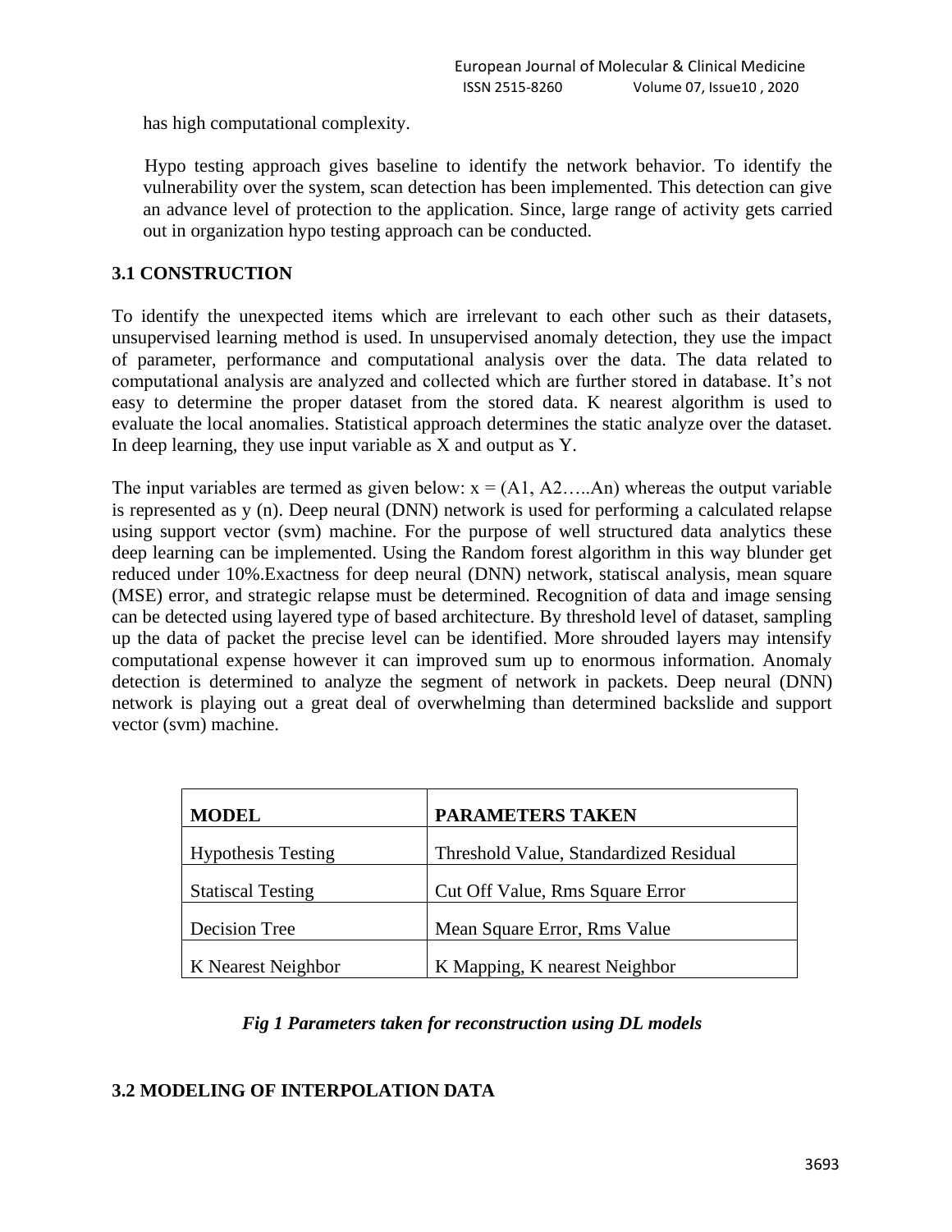has high computational complexity.

Hypo testing approach gives baseline to identify the network behavior. To identify the vulnerability over the system, scan detection has been implemented. This detection can give an advance level of protection to the application. Since, large range of activity gets carried out in organization hypo testing approach can be conducted.

### 3.1 CONSTRUCTION

To identify the unexpected items which are irrelevant to each other such as their datasets, unsupervised learning method is used. In unsupervised anomaly detection, they use the impact of parameter, performance and computational analysis over the data. The data related to computational analysis are analyzed and collected which are further stored in database. It's not easy to determine the proper dataset from the stored data. K nearest algorithm is used to evaluate the local anomalies. Statistical approach determines the static analyze over the dataset. In deep learning, they use input variable as X and output as Y.

The input variables are termed as given below: $x = (A1, A2.....An)$ whereas the output variable is represented as y (n). Deep neural (DNN) network is used for performing a calculated relapse using support vector (svm) machine. For the purpose of well structured data analytics these deep learning can be implemented. Using the Random forest algorithm in this way blunder get reduced under 10%.Exactness for deep neural (DNN) network, statiscal analysis, mean square (MSE) error, and strategic relapse must be determined. Recognition of data and image sensing can be detected using layered type of based architecture. By threshold level of dataset, sampling up the data of packet the precise level can be identified. More shrouded layers may intensify computational expense however it can improved sum up to enormous information. Anomaly detection is determined to analyze the segment of network in packets. Deep neural (DNN) network is playing out a great deal of overwhelming than determined backslide and support vector (svm) machine.

| **MODEL** | **PARAMETERS TAKEN** |
| --- | --- |
| Hypothesis Testing | Threshold Value, Standardized Residual |
| Statiscal Testing | Cut Off Value, Rms Square Error |
| Decision Tree | Mean Square Error, Rms Value |
| K Nearest Neighbor | K Mapping, K nearest Neighbor |

***Fig 1 Parameters taken for reconstruction using DL models***

### 3.2 MODELING OF INTERPOLATION DATA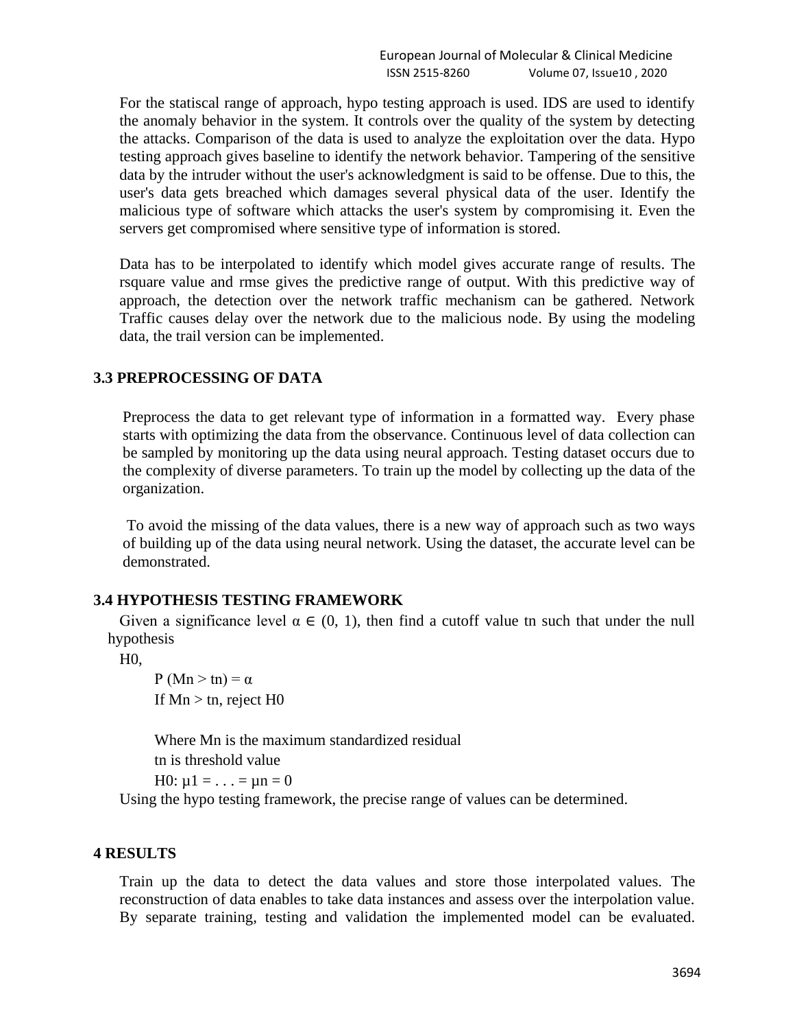For the statiscal range of approach, hypo testing approach is used. IDS are used to identify the anomaly behavior in the system. It controls over the quality of the system by detecting the attacks. Comparison of the data is used to analyze the exploitation over the data. Hypo testing approach gives baseline to identify the network behavior. Tampering of the sensitive data by the intruder without the user's acknowledgment is said to be offense. Due to this, the user's data gets breached which damages several physical data of the user. Identify the malicious type of software which attacks the user's system by compromising it. Even the servers get compromised where sensitive type of information is stored.

Data has to be interpolated to identify which model gives accurate range of results. The rsquare value and rmse gives the predictive range of output. With this predictive way of approach, the detection over the network traffic mechanism can be gathered. Network Traffic causes delay over the network due to the malicious node. By using the modeling data, the trail version can be implemented.

### 3.3 PREPROCESSING OF DATA

Preprocess the data to get relevant type of information in a formatted way. Every phase starts with optimizing the data from the observance. Continuous level of data collection can be sampled by monitoring up the data using neural approach. Testing dataset occurs due to the complexity of diverse parameters. To train up the model by collecting up the data of the organization.

To avoid the missing of the data values, there is a new way of approach such as two ways of building up of the data using neural network. Using the dataset, the accurate level can be demonstrated.

### 3.4 HYPOTHESIS TESTING FRAMEWORK

Given a significance level $\alpha \in (0, 1)$, then find a cutoff value $t_n$ such that under the null hypothesis

$H_0$,

$$P(M_n > t_n) = \alpha$$

If $M_n > t_n$, reject $H_0$

Where $M_n$ is the maximum standardized residual

$t_n$ is threshold value

$H_0: \mu_1 = \ldots = \mu_n = 0$

Using the hypo testing framework, the precise range of values can be determined.

## 4 RESULTS

Train up the data to detect the data values and store those interpolated values. The reconstruction of data enables to take data instances and assess over the interpolation value. By separate training, testing and validation the implemented model can be evaluated.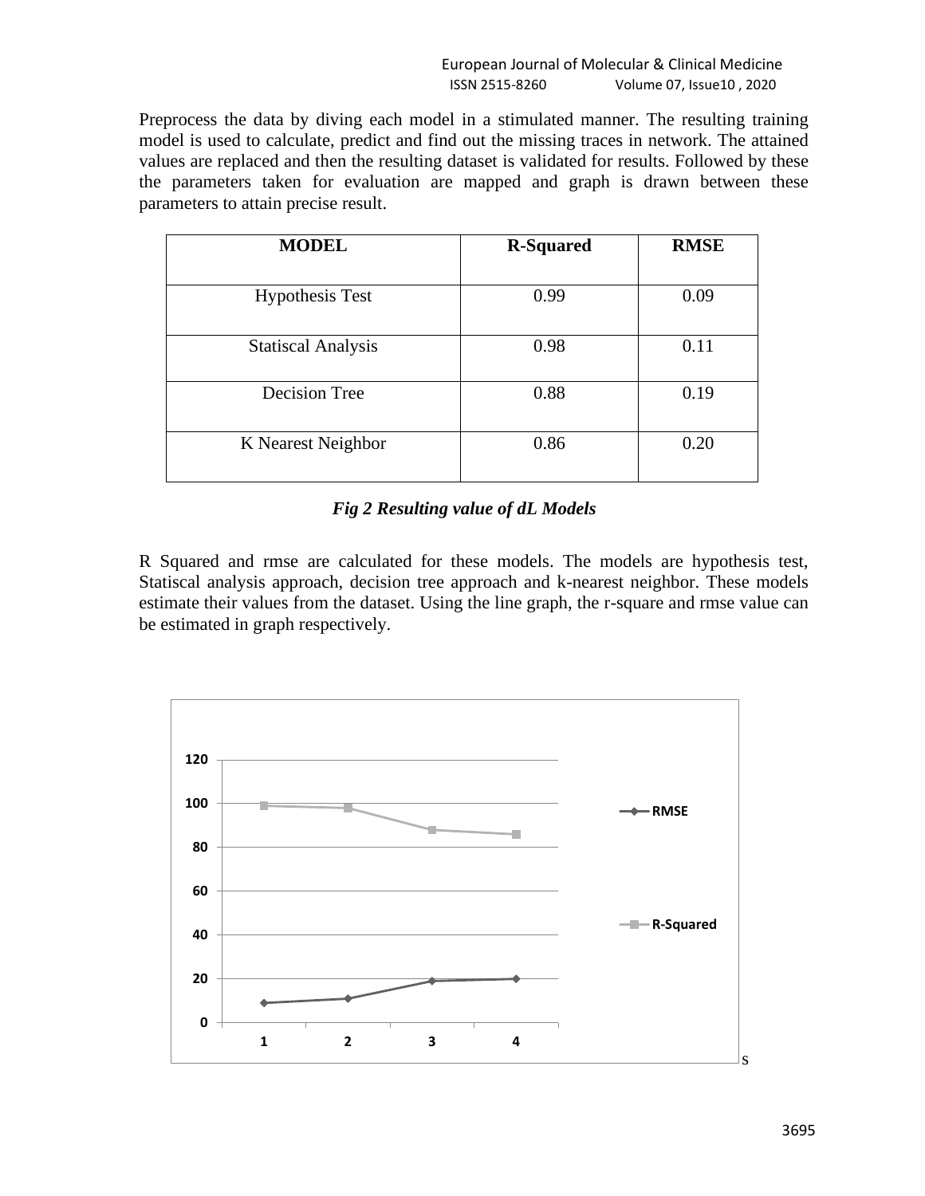Preprocess the data by diving each model in a stimulated manner. The resulting training model is used to calculate, predict and find out the missing traces in network. The attained values are replaced and then the resulting dataset is validated for results. Followed by these the parameters taken for evaluation are mapped and graph is drawn between these parameters to attain precise result.

| MODEL | R-Squared | RMSE |
|---|---|---|
| Hypothesis Test | 0.99 | 0.09 |
| Statiscal Analysis | 0.98 | 0.11 |
| Decision Tree | 0.88 | 0.19 |
| K Nearest Neighbor | 0.86 | 0.20 |

***Fig 2 Resulting value of dL Models***

R Squared and rmse are calculated for these models. The models are hypothesis test, Statiscal analysis approach, decision tree approach and k-nearest neighbor. These models estimate their values from the dataset. Using the line graph, the r-square and rmse value can be estimated in graph respectively.

| | 1 | 2 | 3 | 4 |
|---|---|---|---|---|
| RMSE | 9 | 11 | 19 | 20 |
| R-Squared | 99 | 98 | 88 | 86 |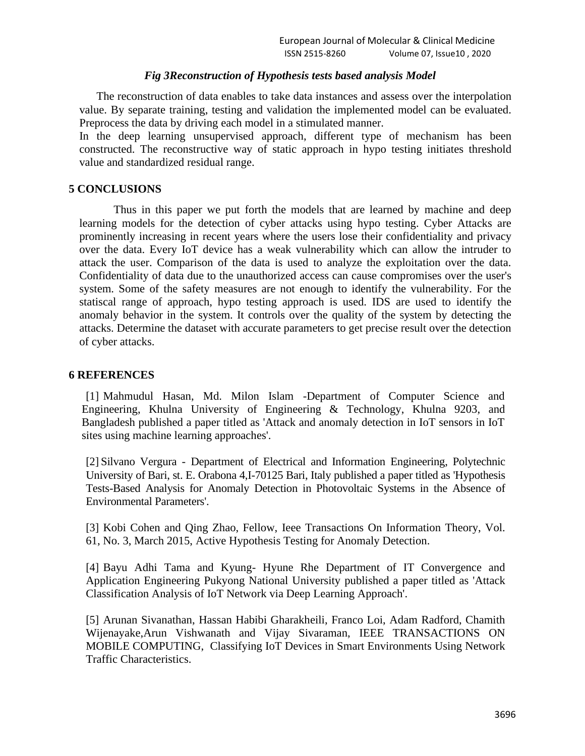*Fig 3Reconstruction of Hypothesis tests based analysis Model*

The reconstruction of data enables to take data instances and assess over the interpolation value. By separate training, testing and validation the implemented model can be evaluated. Preprocess the data by driving each model in a stimulated manner.

In the deep learning unsupervised approach, different type of mechanism has been constructed. The reconstructive way of static approach in hypo testing initiates threshold value and standardized residual range.

## 5 CONCLUSIONS

Thus in this paper we put forth the models that are learned by machine and deep learning models for the detection of cyber attacks using hypo testing. Cyber Attacks are prominently increasing in recent years where the users lose their confidentiality and privacy over the data. Every IoT device has a weak vulnerability which can allow the intruder to attack the user. Comparison of the data is used to analyze the exploitation over the data. Confidentiality of data due to the unauthorized access can cause compromises over the user's system. Some of the safety measures are not enough to identify the vulnerability. For the statiscal range of approach, hypo testing approach is used. IDS are used to identify the anomaly behavior in the system. It controls over the quality of the system by detecting the attacks. Determine the dataset with accurate parameters to get precise result over the detection of cyber attacks.

## 6 REFERENCES

[1] Mahmudul Hasan, Md. Milon Islam -Department of Computer Science and Engineering, Khulna University of Engineering & Technology, Khulna 9203, and Bangladesh published a paper titled as 'Attack and anomaly detection in IoT sensors in IoT sites using machine learning approaches'.

[2] Silvano Vergura - Department of Electrical and Information Engineering, Polytechnic University of Bari, st. E. Orabona 4,I-70125 Bari, Italy published a paper titled as 'Hypothesis Tests-Based Analysis for Anomaly Detection in Photovoltaic Systems in the Absence of Environmental Parameters'.

[3] Kobi Cohen and Qing Zhao, Fellow, Ieee Transactions On Information Theory, Vol. 61, No. 3, March 2015, Active Hypothesis Testing for Anomaly Detection.

[4] Bayu Adhi Tama and Kyung- Hyune Rhe Department of IT Convergence and Application Engineering Pukyong National University published a paper titled as 'Attack Classification Analysis of IoT Network via Deep Learning Approach'.

[5] Arunan Sivanathan, Hassan Habibi Gharakheili, Franco Loi, Adam Radford, Chamith Wijenayake,Arun Vishwanath and Vijay Sivaraman, IEEE TRANSACTIONS ON MOBILE COMPUTING, Classifying IoT Devices in Smart Environments Using Network Traffic Characteristics.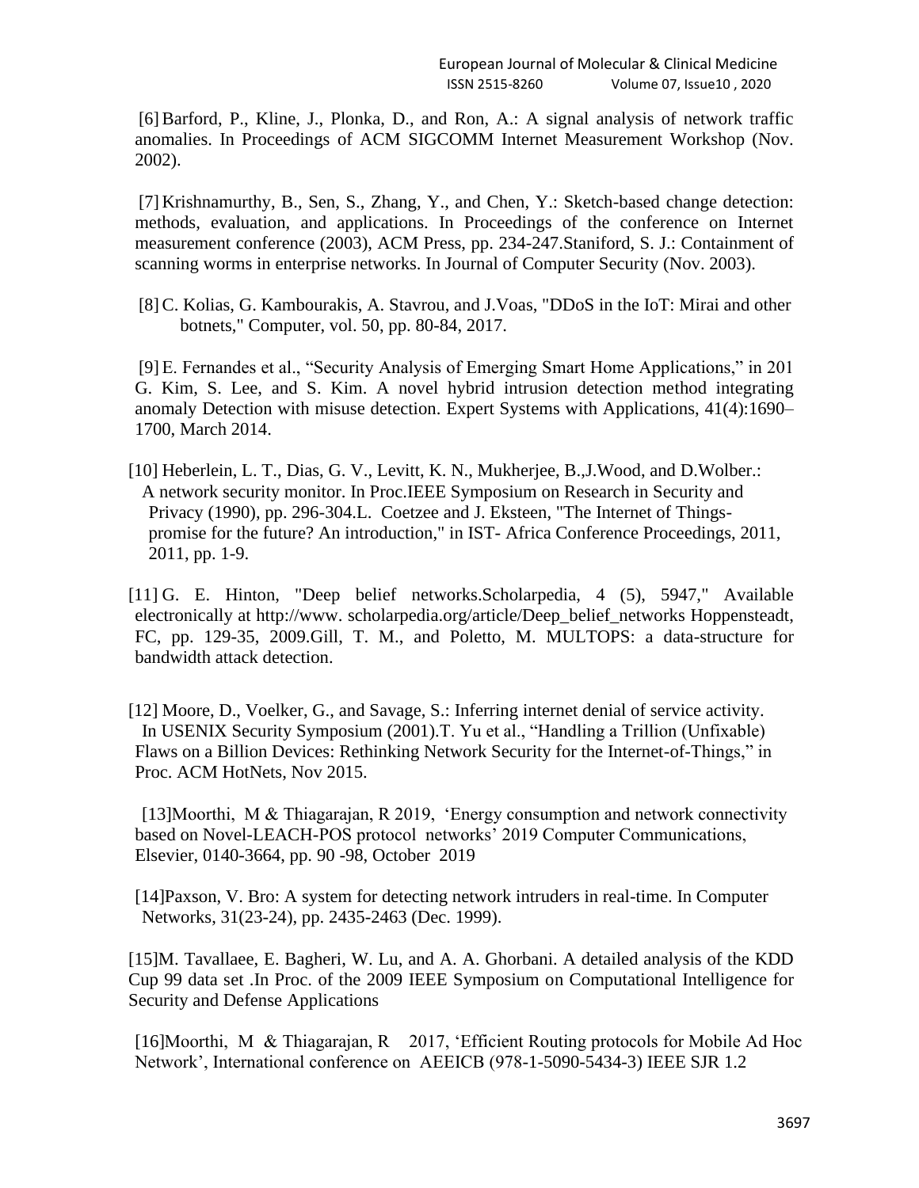[6] Barford, P., Kline, J., Plonka, D., and Ron, A.: A signal analysis of network traffic anomalies. In Proceedings of ACM SIGCOMM Internet Measurement Workshop (Nov. 2002).

[7] Krishnamurthy, B., Sen, S., Zhang, Y., and Chen, Y.: Sketch-based change detection: methods, evaluation, and applications. In Proceedings of the conference on Internet measurement conference (2003), ACM Press, pp. 234-247.Staniford, S. J.: Containment of scanning worms in enterprise networks. In Journal of Computer Security (Nov. 2003).

[8] C. Kolias, G. Kambourakis, A. Stavrou, and J.Voas, "DDoS in the IoT: Mirai and other botnets," Computer, vol. 50, pp. 80-84, 2017.

[9] E. Fernandes et al., "Security Analysis of Emerging Smart Home Applications," in 201 G. Kim, S. Lee, and S. Kim. A novel hybrid intrusion detection method integrating anomaly Detection with misuse detection. Expert Systems with Applications, 41(4):1690–1700, March 2014.

[10] Heberlein, L. T., Dias, G. V., Levitt, K. N., Mukherjee, B.,J.Wood, and D.Wolber.: A network security monitor. In Proc.IEEE Symposium on Research in Security and Privacy (1990), pp. 296-304.L. Coetzee and J. Eksteen, "The Internet of Things-promise for the future? An introduction," in IST- Africa Conference Proceedings, 2011, 2011, pp. 1-9.

[11] G. E. Hinton, "Deep belief networks.Scholarpedia, 4 (5), 5947," Available electronically at http://www. scholarpedia.org/article/Deep_belief_networks Hoppensteadt, FC, pp. 129-35, 2009.Gill, T. M., and Poletto, M. MULTOPS: a data-structure for bandwidth attack detection.

[12] Moore, D., Voelker, G., and Savage, S.: Inferring internet denial of service activity. In USENIX Security Symposium (2001).T. Yu et al., "Handling a Trillion (Unfixable) Flaws on a Billion Devices: Rethinking Network Security for the Internet-of-Things," in Proc. ACM HotNets, Nov 2015.

[13]Moorthi, M & Thiagarajan, R 2019, 'Energy consumption and network connectivity based on Novel-LEACH-POS protocol networks' 2019 Computer Communications, Elsevier, 0140-3664, pp. 90 -98, October 2019

[14]Paxson, V. Bro: A system for detecting network intruders in real-time. In Computer Networks, 31(23-24), pp. 2435-2463 (Dec. 1999).

[15]M. Tavallaee, E. Bagheri, W. Lu, and A. A. Ghorbani. A detailed analysis of the KDD Cup 99 data set .In Proc. of the 2009 IEEE Symposium on Computational Intelligence for Security and Defense Applications

[16]Moorthi, M & Thiagarajan, R 2017, 'Efficient Routing protocols for Mobile Ad Hoc Network', International conference on AEEICB (978-1-5090-5434-3) IEEE SJR 1.2